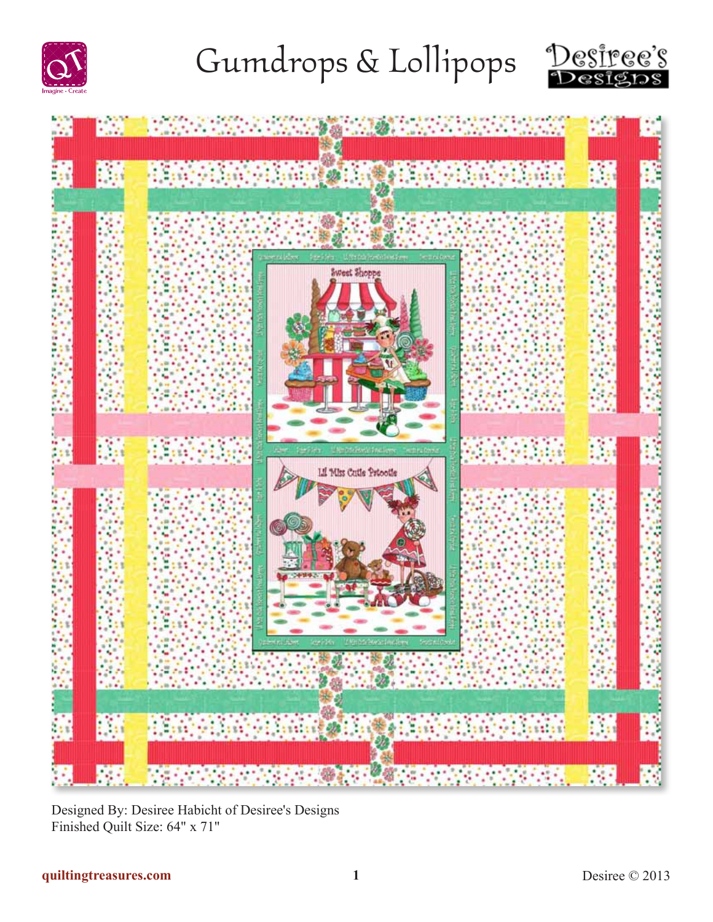# Gumdrops & Lollipops

Designed By: Desiree Habicht of Desiree's Designs
Finished Quilt Size: 64" x 71"

quiltingtreasures.com

Desiree © 2013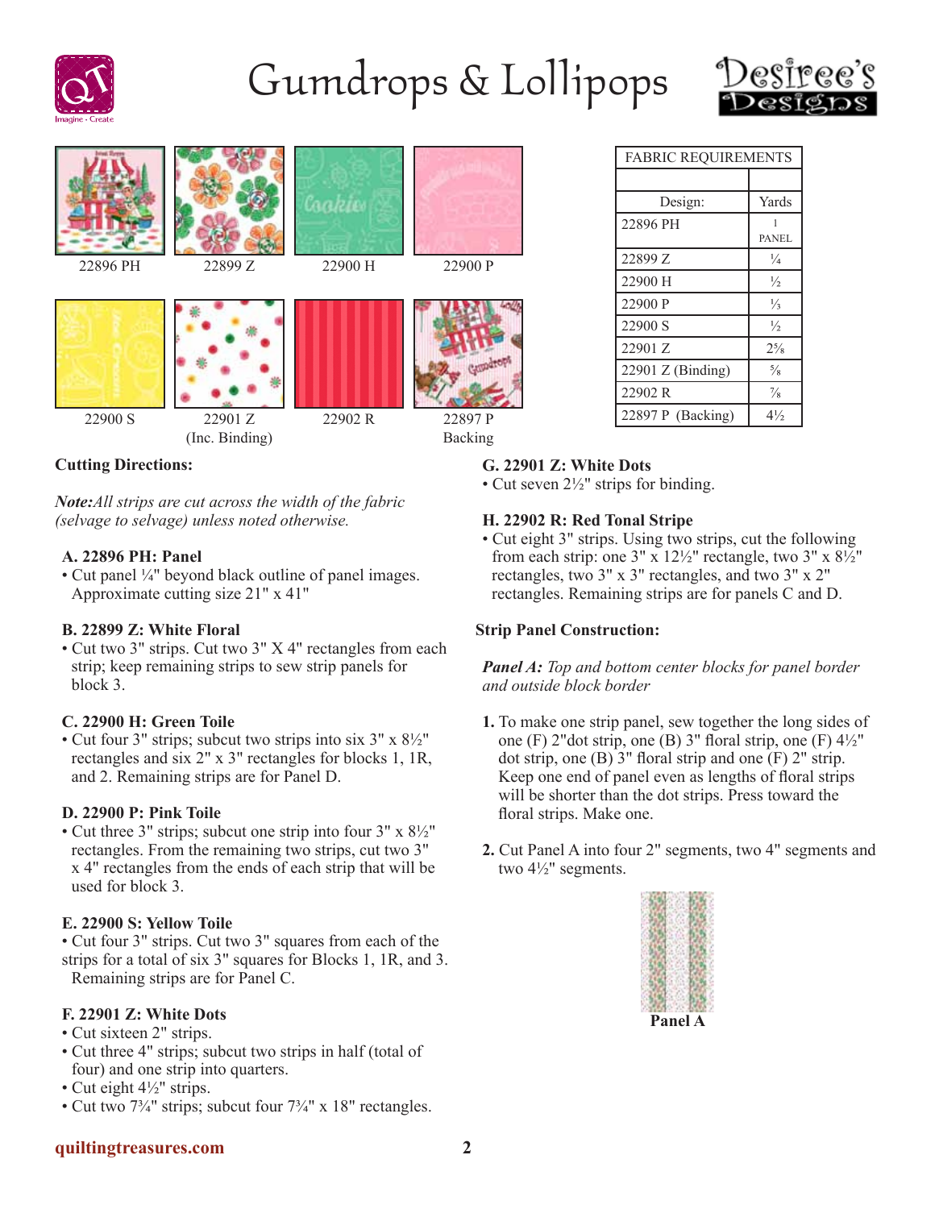# Gumdrops & Lollipops

22896 PH | 22899 Z | 22900 H | 22900 P

22900 S | 22901 Z (Inc. Binding) | 22902 R | 22897 P Backing

| FABRIC REQUIREMENTS | |
|---|---|
| Design: | Yards |
| 22896 PH | 1 PANEL |
| 22899 Z | ¼ |
| 22900 H | ½ |
| 22900 P | ⅓ |
| 22900 S | ½ |
| 22901 Z | 2⅝ |
| 22901 Z (Binding) | ⅝ |
| 22902 R | ⅞ |
| 22897 P (Backing) | 4½ |

**Cutting Directions:**

***Note:****All strips are cut across the width of the fabric (selvage to selvage) unless noted otherwise.*

**A. 22896 PH: Panel**
- Cut panel ¼" beyond black outline of panel images. Approximate cutting size 21" x 41"

**B. 22899 Z: White Floral**
- Cut two 3" strips. Cut two 3" X 4" rectangles from each strip; keep remaining strips to sew strip panels for block 3.

**C. 22900 H: Green Toile**
- Cut four 3" strips; subcut two strips into six 3" x 8½" rectangles and six 2" x 3" rectangles for blocks 1, 1R, and 2. Remaining strips are for Panel D.

**D. 22900 P: Pink Toile**
- Cut three 3" strips; subcut one strip into four 3" x 8½" rectangles. From the remaining two strips, cut two 3" x 4" rectangles from the ends of each strip that will be used for block 3.

**E. 22900 S: Yellow Toile**
- Cut four 3" strips. Cut two 3" squares from each of the strips for a total of six 3" squares for Blocks 1, 1R, and 3. Remaining strips are for Panel C.

**F. 22901 Z: White Dots**
- Cut sixteen 2" strips.
- Cut three 4" strips; subcut two strips in half (total of four) and one strip into quarters.
- Cut eight 4½" strips.
- Cut two 7¾" strips; subcut four 7¾" x 18" rectangles.

**G. 22901 Z: White Dots**
- Cut seven 2½" strips for binding.

**H. 22902 R: Red Tonal Stripe**
- Cut eight 3" strips. Using two strips, cut the following from each strip: one 3" x 12½" rectangle, two 3" x 8½" rectangles, two 3" x 3" rectangles, and two 3" x 2" rectangles. Remaining strips are for panels C and D.

**Strip Panel Construction:**

***Panel A:*** *Top and bottom center blocks for panel border and outside block border*

1. To make one strip panel, sew together the long sides of one (F) 2"dot strip, one (B) 3" floral strip, one (F) 4½" dot strip, one (B) 3" floral strip and one (F) 2" strip. Keep one end of panel even as lengths of floral strips will be shorter than the dot strips. Press toward the floral strips. Make one.

2. Cut Panel A into four 2" segments, two 4" segments and two 4½" segments.

**Panel A**

quiltingtreasures.com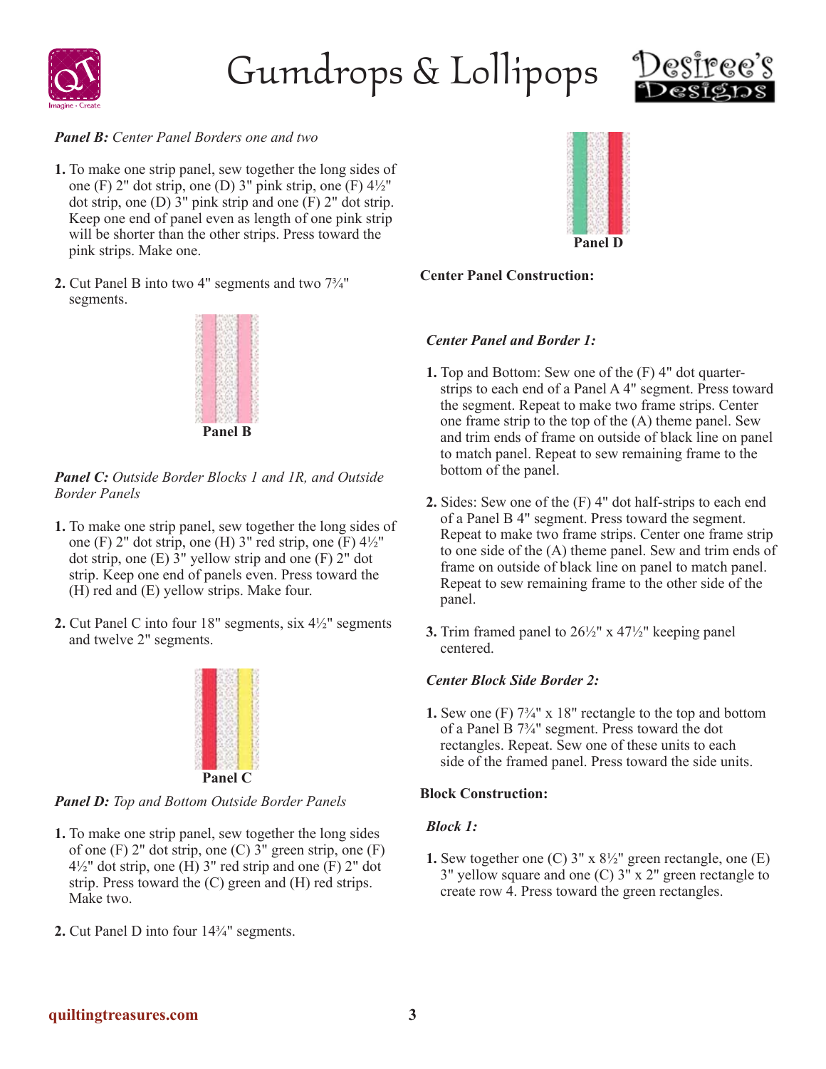***Panel B:*** *Center Panel Borders one and two*

1. To make one strip panel, sew together the long sides of one (F) 2" dot strip, one (D) 3" pink strip, one (F) 4½" dot strip, one (D) 3" pink strip and one (F) 2" dot strip. Keep one end of panel even as length of one pink strip will be shorter than the other strips. Press toward the pink strips. Make one.

2. Cut Panel B into two 4" segments and two 7¾" segments.

**Panel B**

***Panel C:*** *Outside Border Blocks 1 and 1R, and Outside Border Panels*

1. To make one strip panel, sew together the long sides of one (F) 2" dot strip, one (H) 3" red strip, one (F) 4½" dot strip, one (E) 3" yellow strip and one (F) 2" dot strip. Keep one end of panels even. Press toward the (H) red and (E) yellow strips. Make four.

2. Cut Panel C into four 18" segments, six 4½" segments and twelve 2" segments.

**Panel C**

***Panel D:*** *Top and Bottom Outside Border Panels*

1. To make one strip panel, sew together the long sides of one (F) 2" dot strip, one (C) 3" green strip, one (F) 4½" dot strip, one (H) 3" red strip and one (F) 2" dot strip. Press toward the (C) green and (H) red strips. Make two.

2. Cut Panel D into four 14¾" segments.

**Panel D**

**Center Panel Construction:**

***Center Panel and Border 1:***

1. Top and Bottom: Sew one of the (F) 4" dot quarter-strips to each end of a Panel A 4" segment. Press toward the segment. Repeat to make two frame strips. Center one frame strip to the top of the (A) theme panel. Sew and trim ends of frame on outside of black line on panel to match panel. Repeat to sew remaining frame to the bottom of the panel.

2. Sides: Sew one of the (F) 4" dot half-strips to each end of a Panel B 4" segment. Press toward the segment. Repeat to make two frame strips. Center one frame strip to one side of the (A) theme panel. Sew and trim ends of frame on outside of black line on panel to match panel. Repeat to sew remaining frame to the other side of the panel.

3. Trim framed panel to 26½" x 47½" keeping panel centered.

***Center Block Side Border 2:***

1. Sew one (F) 7¾" x 18" rectangle to the top and bottom of a Panel B 7¾" segment. Press toward the dot rectangles. Repeat. Sew one of these units to each side of the framed panel. Press toward the side units.

**Block Construction:**

***Block 1:***

1. Sew together one (C) 3" x 8½" green rectangle, one (E) 3" yellow square and one (C) 3" x 2" green rectangle to create row 4. Press toward the green rectangles.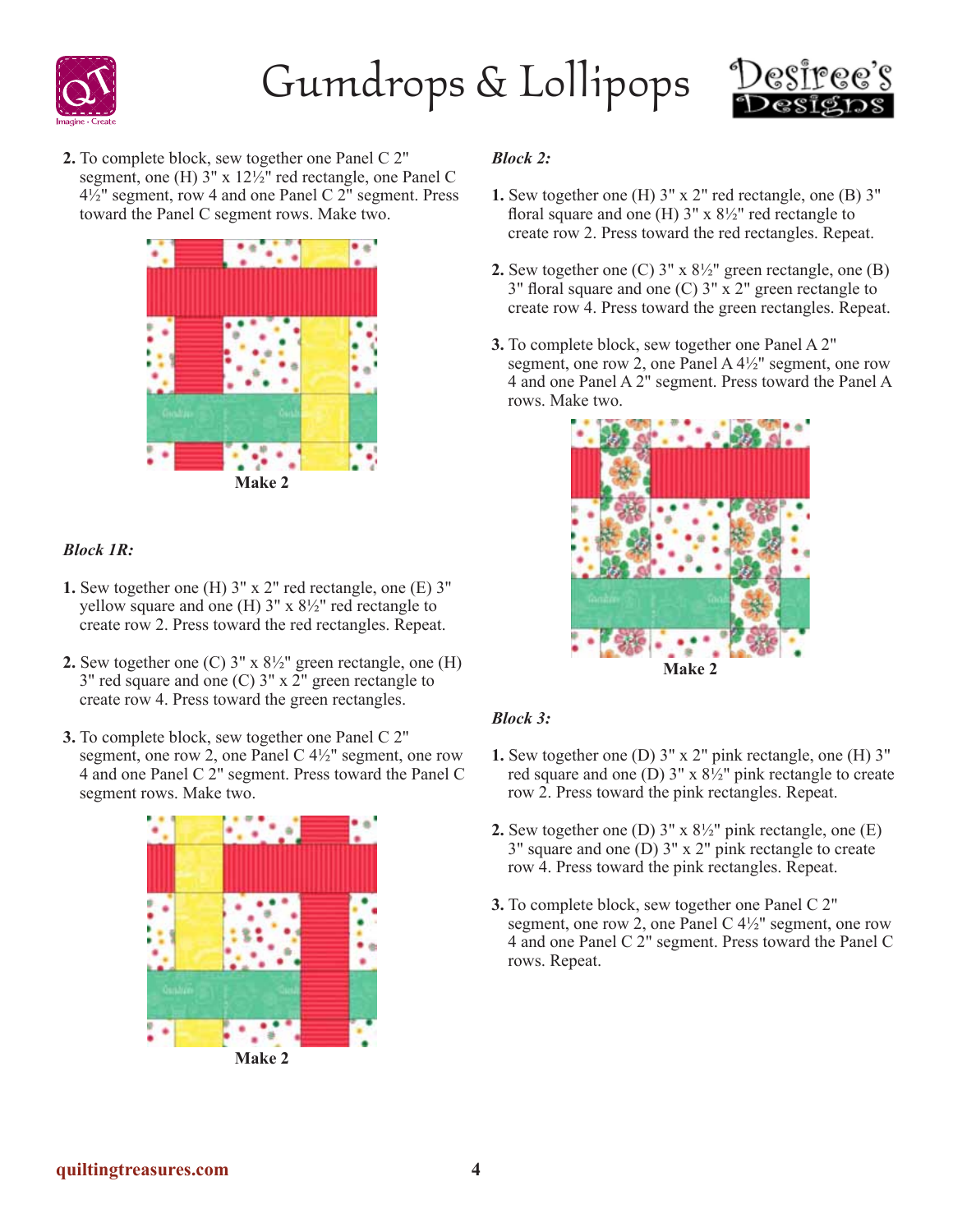2. To complete block, sew together one Panel C 2" segment, one (H) 3" x 12½" red rectangle, one Panel C 4½" segment, row 4 and one Panel C 2" segment. Press toward the Panel C segment rows. Make two.

**Make 2**

*Block 1R:*

1. Sew together one (H) 3" x 2" red rectangle, one (E) 3" yellow square and one (H) 3" x 8½" red rectangle to create row 2. Press toward the red rectangles. Repeat.

2. Sew together one (C) 3" x 8½" green rectangle, one (H) 3" red square and one (C) 3" x 2" green rectangle to create row 4. Press toward the green rectangles.

3. To complete block, sew together one Panel C 2" segment, one row 2, one Panel C 4½" segment, one row 4 and one Panel C 2" segment. Press toward the Panel C segment rows. Make two.

**Make 2**

*Block 2:*

1. Sew together one (H) 3" x 2" red rectangle, one (B) 3" floral square and one (H) 3" x 8½" red rectangle to create row 2. Press toward the red rectangles. Repeat.

2. Sew together one (C) 3" x 8½" green rectangle, one (B) 3" floral square and one (C) 3" x 2" green rectangle to create row 4. Press toward the green rectangles. Repeat.

3. To complete block, sew together one Panel A 2" segment, one row 2, one Panel A 4½" segment, one row 4 and one Panel A 2" segment. Press toward the Panel A rows. Make two.

**Make 2**

*Block 3:*

1. Sew together one (D) 3" x 2" pink rectangle, one (H) 3" red square and one (D) 3" x 8½" pink rectangle to create row 2. Press toward the pink rectangles. Repeat.

2. Sew together one (D) 3" x 8½" pink rectangle, one (E) 3" square and one (D) 3" x 2" pink rectangle to create row 4. Press toward the pink rectangles. Repeat.

3. To complete block, sew together one Panel C 2" segment, one row 2, one Panel C 4½" segment, one row 4 and one Panel C 2" segment. Press toward the Panel C rows. Repeat.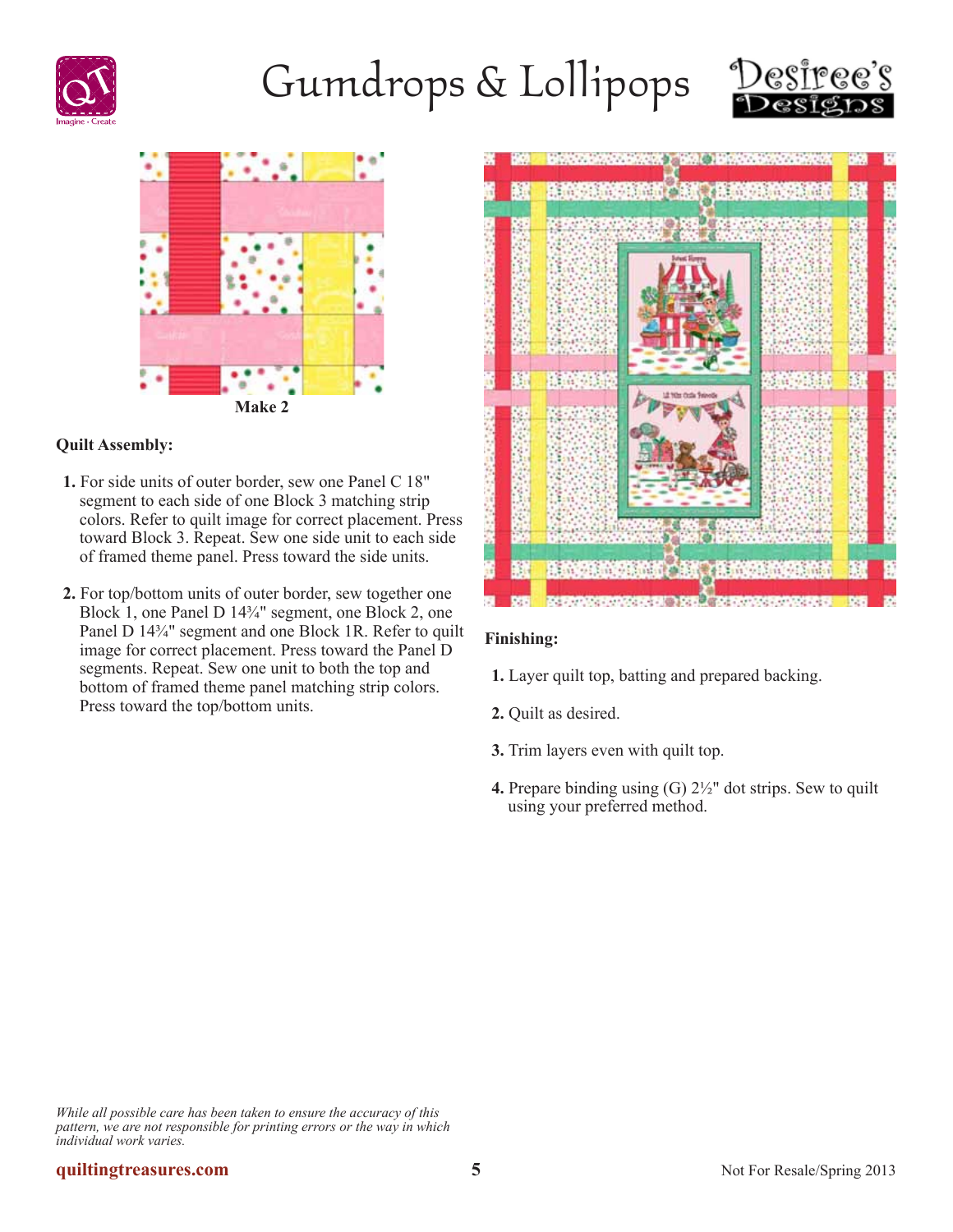Make 2

**Quilt Assembly:**

1. For side units of outer border, sew one Panel C 18" segment to each side of one Block 3 matching strip colors. Refer to quilt image for correct placement. Press toward Block 3. Repeat. Sew one side unit to each side of framed theme panel. Press toward the side units.

2. For top/bottom units of outer border, sew together one Block 1, one Panel D 14¾" segment, one Block 2, one Panel D 14¾" segment and one Block 1R. Refer to quilt image for correct placement. Press toward the Panel D segments. Repeat. Sew one unit to both the top and bottom of framed theme panel matching strip colors. Press toward the top/bottom units.

**Finishing:**

1. Layer quilt top, batting and prepared backing.

2. Quilt as desired.

3. Trim layers even with quilt top.

4. Prepare binding using (G) 2½" dot strips. Sew to quilt using your preferred method.

*While all possible care has been taken to ensure the accuracy of this pattern, we are not responsible for printing errors or the way in which individual work varies.*